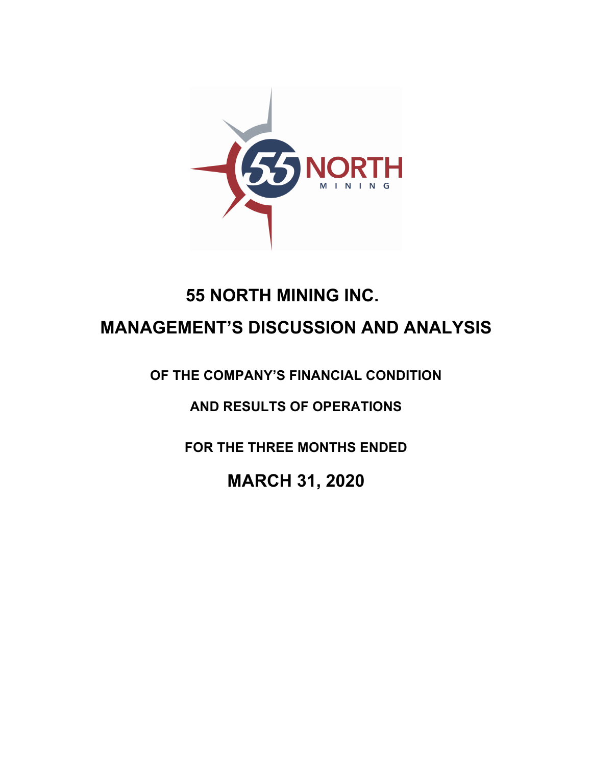# 55 NORTH MINING INC.

# MANAGEMENT'S DISCUSSION AND ANALYSIS

## OF THE COMPANY'S FINANCIAL CONDITION

## AND RESULTS OF OPERATIONS

## FOR THE THREE MONTHS ENDED

# MARCH 31, 2020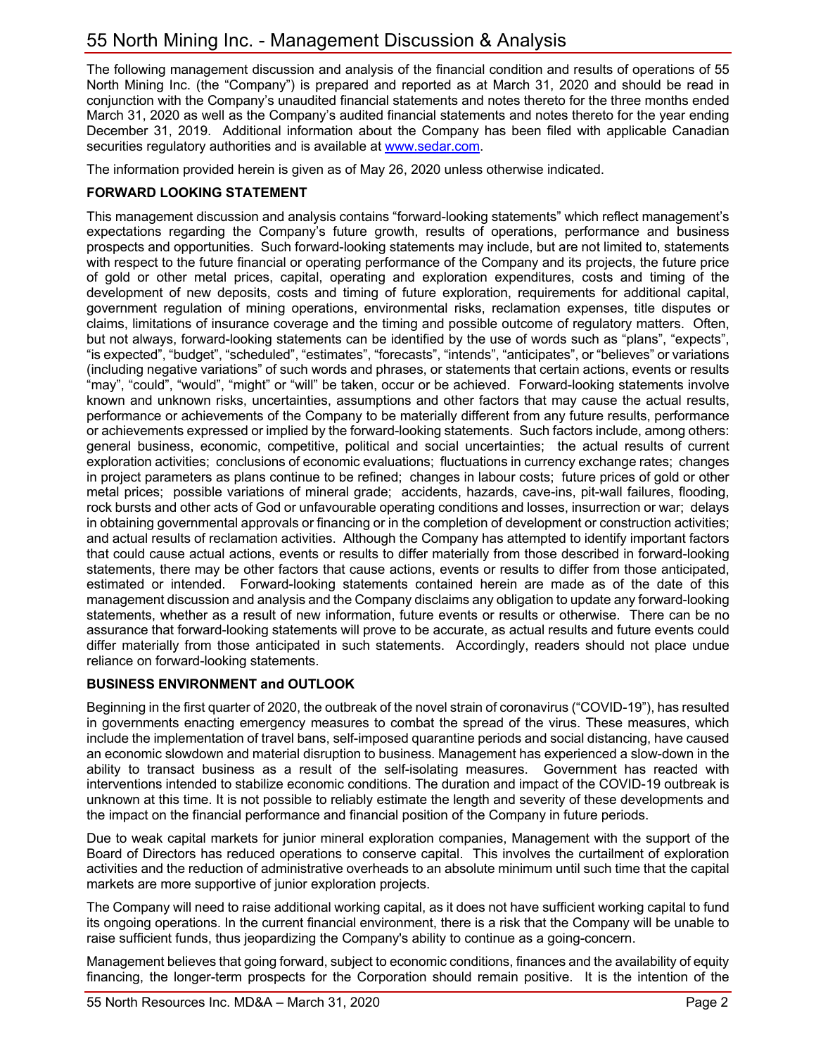The following management discussion and analysis of the financial condition and results of operations of 55 North Mining Inc. (the "Company") is prepared and reported as at March 31, 2020 and should be read in conjunction with the Company's unaudited financial statements and notes thereto for the three months ended March 31, 2020 as well as the Company's audited financial statements and notes thereto for the year ending December 31, 2019. Additional information about the Company has been filed with applicable Canadian securities regulatory authorities and is available at www.sedar.com.

The information provided herein is given as of May 26, 2020 unless otherwise indicated.

## FORWARD LOOKING STATEMENT

This management discussion and analysis contains "forward-looking statements" which reflect management's expectations regarding the Company's future growth, results of operations, performance and business prospects and opportunities. Such forward-looking statements may include, but are not limited to, statements with respect to the future financial or operating performance of the Company and its projects, the future price of gold or other metal prices, capital, operating and exploration expenditures, costs and timing of the development of new deposits, costs and timing of future exploration, requirements for additional capital, government regulation of mining operations, environmental risks, reclamation expenses, title disputes or claims, limitations of insurance coverage and the timing and possible outcome of regulatory matters. Often, but not always, forward-looking statements can be identified by the use of words such as "plans", "expects", "is expected", "budget", "scheduled", "estimates", "forecasts", "intends", "anticipates", or "believes" or variations (including negative variations" of such words and phrases, or statements that certain actions, events or results "may", "could", "would", "might" or "will" be taken, occur or be achieved. Forward-looking statements involve known and unknown risks, uncertainties, assumptions and other factors that may cause the actual results, performance or achievements of the Company to be materially different from any future results, performance or achievements expressed or implied by the forward-looking statements. Such factors include, among others: general business, economic, competitive, political and social uncertainties; the actual results of current exploration activities; conclusions of economic evaluations; fluctuations in currency exchange rates; changes in project parameters as plans continue to be refined; changes in labour costs; future prices of gold or other metal prices; possible variations of mineral grade; accidents, hazards, cave-ins, pit-wall failures, flooding, rock bursts and other acts of God or unfavourable operating conditions and losses, insurrection or war; delays in obtaining governmental approvals or financing or in the completion of development or construction activities; and actual results of reclamation activities. Although the Company has attempted to identify important factors that could cause actual actions, events or results to differ materially from those described in forward-looking statements, there may be other factors that cause actions, events or results to differ from those anticipated, estimated or intended. Forward-looking statements contained herein are made as of the date of this management discussion and analysis and the Company disclaims any obligation to update any forward-looking statements, whether as a result of new information, future events or results or otherwise. There can be no assurance that forward-looking statements will prove to be accurate, as actual results and future events could differ materially from those anticipated in such statements. Accordingly, readers should not place undue reliance on forward-looking statements.

## BUSINESS ENVIRONMENT and OUTLOOK

Beginning in the first quarter of 2020, the outbreak of the novel strain of coronavirus ("COVID-19"), has resulted in governments enacting emergency measures to combat the spread of the virus. These measures, which include the implementation of travel bans, self-imposed quarantine periods and social distancing, have caused an economic slowdown and material disruption to business. Management has experienced a slow-down in the ability to transact business as a result of the self-isolating measures. Government has reacted with interventions intended to stabilize economic conditions. The duration and impact of the COVID-19 outbreak is unknown at this time. It is not possible to reliably estimate the length and severity of these developments and the impact on the financial performance and financial position of the Company in future periods.

Due to weak capital markets for junior mineral exploration companies, Management with the support of the Board of Directors has reduced operations to conserve capital. This involves the curtailment of exploration activities and the reduction of administrative overheads to an absolute minimum until such time that the capital markets are more supportive of junior exploration projects.

The Company will need to raise additional working capital, as it does not have sufficient working capital to fund its ongoing operations. In the current financial environment, there is a risk that the Company will be unable to raise sufficient funds, thus jeopardizing the Company's ability to continue as a going-concern.

Management believes that going forward, subject to economic conditions, finances and the availability of equity financing, the longer-term prospects for the Corporation should remain positive. It is the intention of the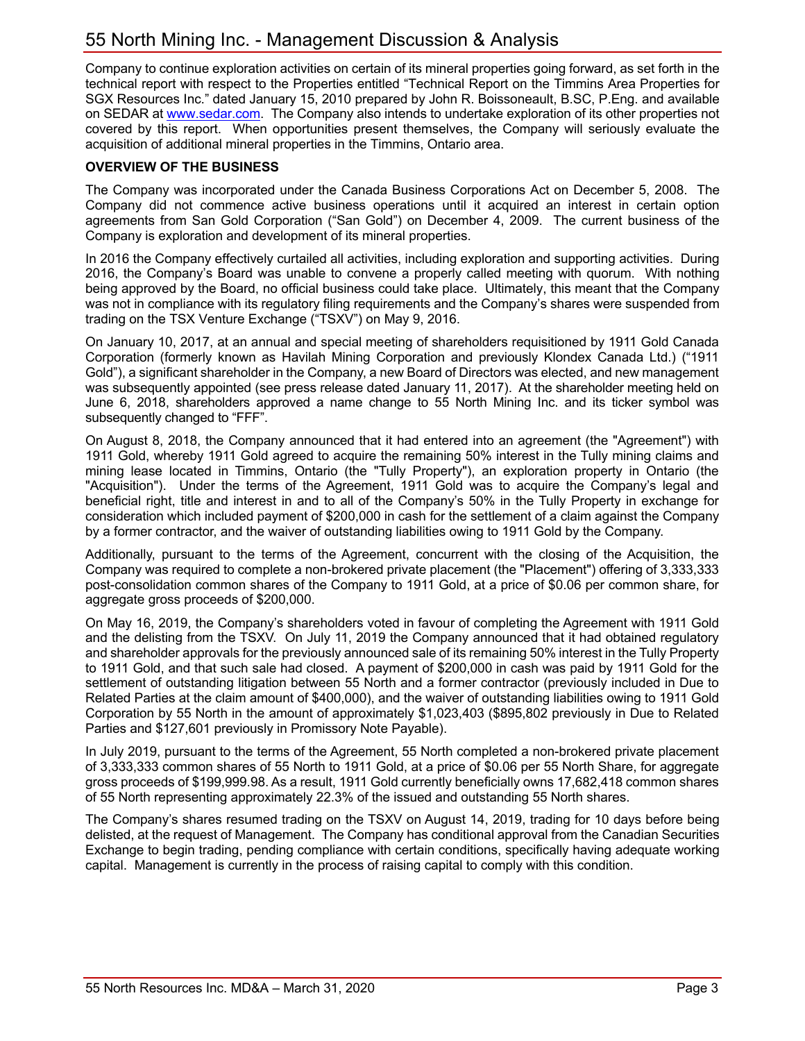Company to continue exploration activities on certain of its mineral properties going forward, as set forth in the technical report with respect to the Properties entitled "Technical Report on the Timmins Area Properties for SGX Resources Inc." dated January 15, 2010 prepared by John R. Boissoneault, B.SC, P.Eng. and available on SEDAR at www.sedar.com. The Company also intends to undertake exploration of its other properties not covered by this report. When opportunities present themselves, the Company will seriously evaluate the acquisition of additional mineral properties in the Timmins, Ontario area.

**OVERVIEW OF THE BUSINESS**

The Company was incorporated under the Canada Business Corporations Act on December 5, 2008. The Company did not commence active business operations until it acquired an interest in certain option agreements from San Gold Corporation ("San Gold") on December 4, 2009. The current business of the Company is exploration and development of its mineral properties.

In 2016 the Company effectively curtailed all activities, including exploration and supporting activities. During 2016, the Company's Board was unable to convene a properly called meeting with quorum. With nothing being approved by the Board, no official business could take place. Ultimately, this meant that the Company was not in compliance with its regulatory filing requirements and the Company's shares were suspended from trading on the TSX Venture Exchange ("TSXV") on May 9, 2016.

On January 10, 2017, at an annual and special meeting of shareholders requisitioned by 1911 Gold Canada Corporation (formerly known as Havilah Mining Corporation and previously Klondex Canada Ltd.) ("1911 Gold"), a significant shareholder in the Company, a new Board of Directors was elected, and new management was subsequently appointed (see press release dated January 11, 2017). At the shareholder meeting held on June 6, 2018, shareholders approved a name change to 55 North Mining Inc. and its ticker symbol was subsequently changed to "FFF".

On August 8, 2018, the Company announced that it had entered into an agreement (the "Agreement") with 1911 Gold, whereby 1911 Gold agreed to acquire the remaining 50% interest in the Tully mining claims and mining lease located in Timmins, Ontario (the "Tully Property"), an exploration property in Ontario (the "Acquisition"). Under the terms of the Agreement, 1911 Gold was to acquire the Company's legal and beneficial right, title and interest in and to all of the Company's 50% in the Tully Property in exchange for consideration which included payment of $200,000 in cash for the settlement of a claim against the Company by a former contractor, and the waiver of outstanding liabilities owing to 1911 Gold by the Company.

Additionally, pursuant to the terms of the Agreement, concurrent with the closing of the Acquisition, the Company was required to complete a non-brokered private placement (the "Placement") offering of 3,333,333 post-consolidation common shares of the Company to 1911 Gold, at a price of $0.06 per common share, for aggregate gross proceeds of $200,000.

On May 16, 2019, the Company's shareholders voted in favour of completing the Agreement with 1911 Gold and the delisting from the TSXV. On July 11, 2019 the Company announced that it had obtained regulatory and shareholder approvals for the previously announced sale of its remaining 50% interest in the Tully Property to 1911 Gold, and that such sale had closed. A payment of $200,000 in cash was paid by 1911 Gold for the settlement of outstanding litigation between 55 North and a former contractor (previously included in Due to Related Parties at the claim amount of $400,000), and the waiver of outstanding liabilities owing to 1911 Gold Corporation by 55 North in the amount of approximately $1,023,403 ($895,802 previously in Due to Related Parties and $127,601 previously in Promissory Note Payable).

In July 2019, pursuant to the terms of the Agreement, 55 North completed a non-brokered private placement of 3,333,333 common shares of 55 North to 1911 Gold, at a price of $0.06 per 55 North Share, for aggregate gross proceeds of $199,999.98. As a result, 1911 Gold currently beneficially owns 17,682,418 common shares of 55 North representing approximately 22.3% of the issued and outstanding 55 North shares.

The Company's shares resumed trading on the TSXV on August 14, 2019, trading for 10 days before being delisted, at the request of Management. The Company has conditional approval from the Canadian Securities Exchange to begin trading, pending compliance with certain conditions, specifically having adequate working capital. Management is currently in the process of raising capital to comply with this condition.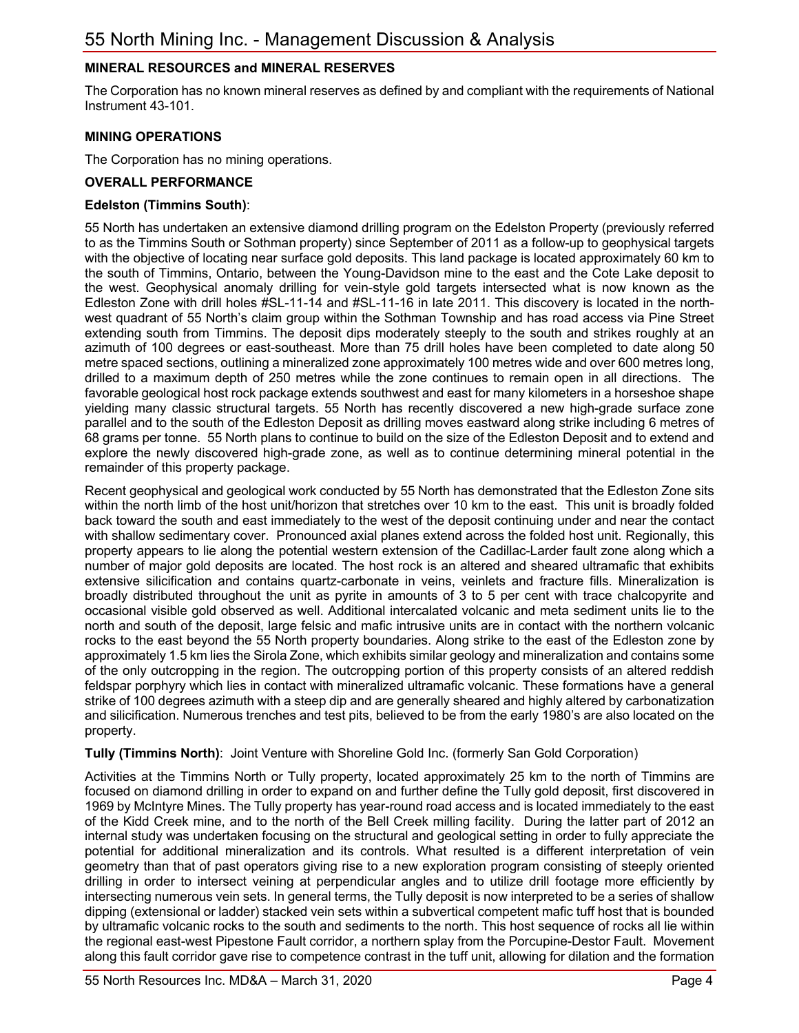**MINERAL RESOURCES and MINERAL RESERVES**

The Corporation has no known mineral reserves as defined by and compliant with the requirements of National Instrument 43-101.

**MINING OPERATIONS**

The Corporation has no mining operations.

**OVERALL PERFORMANCE**

**Edelston (Timmins South)**:

55 North has undertaken an extensive diamond drilling program on the Edelston Property (previously referred to as the Timmins South or Sothman property) since September of 2011 as a follow-up to geophysical targets with the objective of locating near surface gold deposits. This land package is located approximately 60 km to the south of Timmins, Ontario, between the Young-Davidson mine to the east and the Cote Lake deposit to the west. Geophysical anomaly drilling for vein-style gold targets intersected what is now known as the Edleston Zone with drill holes #SL-11-14 and #SL-11-16 in late 2011. This discovery is located in the north-west quadrant of 55 North's claim group within the Sothman Township and has road access via Pine Street extending south from Timmins. The deposit dips moderately steeply to the south and strikes roughly at an azimuth of 100 degrees or east-southeast. More than 75 drill holes have been completed to date along 50 metre spaced sections, outlining a mineralized zone approximately 100 metres wide and over 600 metres long, drilled to a maximum depth of 250 metres while the zone continues to remain open in all directions. The favorable geological host rock package extends southwest and east for many kilometers in a horseshoe shape yielding many classic structural targets. 55 North has recently discovered a new high-grade surface zone parallel and to the south of the Edleston Deposit as drilling moves eastward along strike including 6 metres of 68 grams per tonne. 55 North plans to continue to build on the size of the Edleston Deposit and to extend and explore the newly discovered high-grade zone, as well as to continue determining mineral potential in the remainder of this property package.

Recent geophysical and geological work conducted by 55 North has demonstrated that the Edleston Zone sits within the north limb of the host unit/horizon that stretches over 10 km to the east. This unit is broadly folded back toward the south and east immediately to the west of the deposit continuing under and near the contact with shallow sedimentary cover. Pronounced axial planes extend across the folded host unit. Regionally, this property appears to lie along the potential western extension of the Cadillac-Larder fault zone along which a number of major gold deposits are located. The host rock is an altered and sheared ultramafic that exhibits extensive silicification and contains quartz-carbonate in veins, veinlets and fracture fills. Mineralization is broadly distributed throughout the unit as pyrite in amounts of 3 to 5 per cent with trace chalcopyrite and occasional visible gold observed as well. Additional intercalated volcanic and meta sediment units lie to the north and south of the deposit, large felsic and mafic intrusive units are in contact with the northern volcanic rocks to the east beyond the 55 North property boundaries. Along strike to the east of the Edleston zone by approximately 1.5 km lies the Sirola Zone, which exhibits similar geology and mineralization and contains some of the only outcropping in the region. The outcropping portion of this property consists of an altered reddish feldspar porphyry which lies in contact with mineralized ultramafic volcanic. These formations have a general strike of 100 degrees azimuth with a steep dip and are generally sheared and highly altered by carbonatization and silicification. Numerous trenches and test pits, believed to be from the early 1980's are also located on the property.

**Tully (Timmins North)**: Joint Venture with Shoreline Gold Inc. (formerly San Gold Corporation)

Activities at the Timmins North or Tully property, located approximately 25 km to the north of Timmins are focused on diamond drilling in order to expand on and further define the Tully gold deposit, first discovered in 1969 by McIntyre Mines. The Tully property has year-round road access and is located immediately to the east of the Kidd Creek mine, and to the north of the Bell Creek milling facility. During the latter part of 2012 an internal study was undertaken focusing on the structural and geological setting in order to fully appreciate the potential for additional mineralization and its controls. What resulted is a different interpretation of vein geometry than that of past operators giving rise to a new exploration program consisting of steeply oriented drilling in order to intersect veining at perpendicular angles and to utilize drill footage more efficiently by intersecting numerous vein sets. In general terms, the Tully deposit is now interpreted to be a series of shallow dipping (extensional or ladder) stacked vein sets within a subvertical competent mafic tuff host that is bounded by ultramafic volcanic rocks to the south and sediments to the north. This host sequence of rocks all lie within the regional east-west Pipestone Fault corridor, a northern splay from the Porcupine-Destor Fault. Movement along this fault corridor gave rise to competence contrast in the tuff unit, allowing for dilation and the formation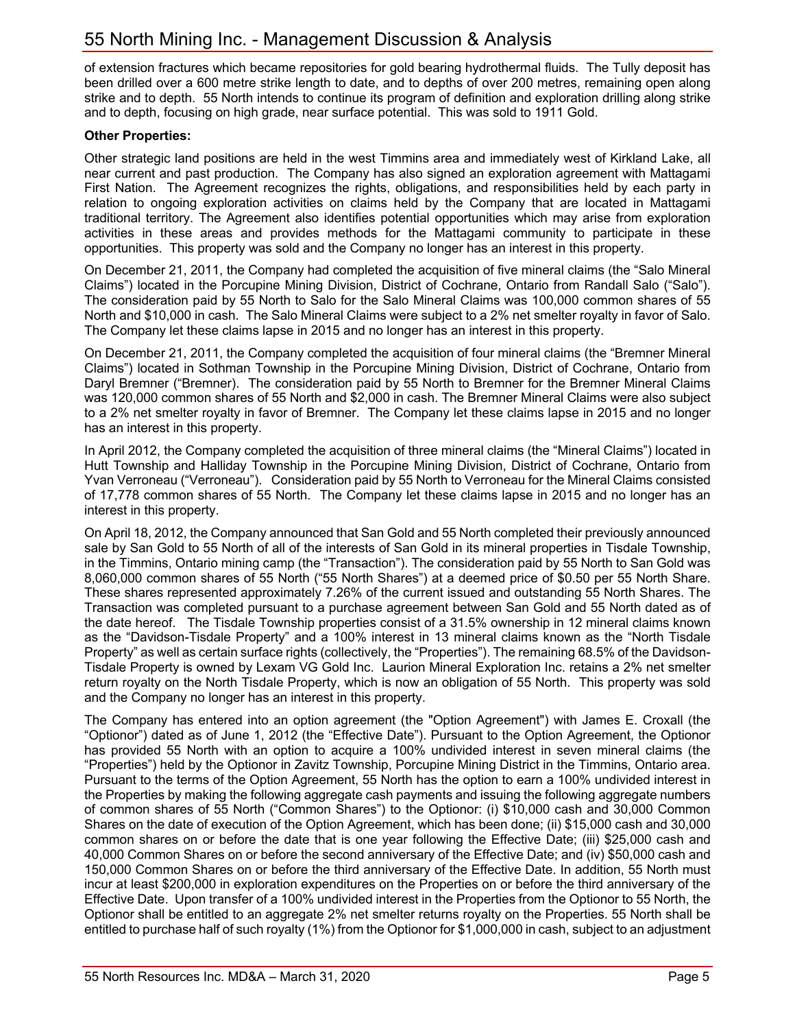of extension fractures which became repositories for gold bearing hydrothermal fluids. The Tully deposit has been drilled over a 600 metre strike length to date, and to depths of over 200 metres, remaining open along strike and to depth. 55 North intends to continue its program of definition and exploration drilling along strike and to depth, focusing on high grade, near surface potential. This was sold to 1911 Gold.

**Other Properties:**

Other strategic land positions are held in the west Timmins area and immediately west of Kirkland Lake, all near current and past production. The Company has also signed an exploration agreement with Mattagami First Nation. The Agreement recognizes the rights, obligations, and responsibilities held by each party in relation to ongoing exploration activities on claims held by the Company that are located in Mattagami traditional territory. The Agreement also identifies potential opportunities which may arise from exploration activities in these areas and provides methods for the Mattagami community to participate in these opportunities. This property was sold and the Company no longer has an interest in this property.

On December 21, 2011, the Company had completed the acquisition of five mineral claims (the "Salo Mineral Claims") located in the Porcupine Mining Division, District of Cochrane, Ontario from Randall Salo ("Salo"). The consideration paid by 55 North to Salo for the Salo Mineral Claims was 100,000 common shares of 55 North and $10,000 in cash. The Salo Mineral Claims were subject to a 2% net smelter royalty in favor of Salo. The Company let these claims lapse in 2015 and no longer has an interest in this property.

On December 21, 2011, the Company completed the acquisition of four mineral claims (the "Bremner Mineral Claims") located in Sothman Township in the Porcupine Mining Division, District of Cochrane, Ontario from Daryl Bremner ("Bremner). The consideration paid by 55 North to Bremner for the Bremner Mineral Claims was 120,000 common shares of 55 North and $2,000 in cash. The Bremner Mineral Claims were also subject to a 2% net smelter royalty in favor of Bremner. The Company let these claims lapse in 2015 and no longer has an interest in this property.

In April 2012, the Company completed the acquisition of three mineral claims (the "Mineral Claims") located in Hutt Township and Halliday Township in the Porcupine Mining Division, District of Cochrane, Ontario from Yvan Verroneau ("Verroneau"). Consideration paid by 55 North to Verroneau for the Mineral Claims consisted of 17,778 common shares of 55 North. The Company let these claims lapse in 2015 and no longer has an interest in this property.

On April 18, 2012, the Company announced that San Gold and 55 North completed their previously announced sale by San Gold to 55 North of all of the interests of San Gold in its mineral properties in Tisdale Township, in the Timmins, Ontario mining camp (the "Transaction"). The consideration paid by 55 North to San Gold was 8,060,000 common shares of 55 North ("55 North Shares") at a deemed price of $0.50 per 55 North Share. These shares represented approximately 7.26% of the current issued and outstanding 55 North Shares. The Transaction was completed pursuant to a purchase agreement between San Gold and 55 North dated as of the date hereof. The Tisdale Township properties consist of a 31.5% ownership in 12 mineral claims known as the "Davidson-Tisdale Property" and a 100% interest in 13 mineral claims known as the "North Tisdale Property" as well as certain surface rights (collectively, the "Properties"). The remaining 68.5% of the Davidson-Tisdale Property is owned by Lexam VG Gold Inc. Laurion Mineral Exploration Inc. retains a 2% net smelter return royalty on the North Tisdale Property, which is now an obligation of 55 North. This property was sold and the Company no longer has an interest in this property.

The Company has entered into an option agreement (the "Option Agreement") with James E. Croxall (the "Optionor") dated as of June 1, 2012 (the "Effective Date"). Pursuant to the Option Agreement, the Optionor has provided 55 North with an option to acquire a 100% undivided interest in seven mineral claims (the "Properties") held by the Optionor in Zavitz Township, Porcupine Mining District in the Timmins, Ontario area. Pursuant to the terms of the Option Agreement, 55 North has the option to earn a 100% undivided interest in the Properties by making the following aggregate cash payments and issuing the following aggregate numbers of common shares of 55 North ("Common Shares") to the Optionor: (i) $10,000 cash and 30,000 Common Shares on the date of execution of the Option Agreement, which has been done; (ii) $15,000 cash and 30,000 common shares on or before the date that is one year following the Effective Date; (iii) $25,000 cash and 40,000 Common Shares on or before the second anniversary of the Effective Date; and (iv) $50,000 cash and 150,000 Common Shares on or before the third anniversary of the Effective Date. In addition, 55 North must incur at least $200,000 in exploration expenditures on the Properties on or before the third anniversary of the Effective Date. Upon transfer of a 100% undivided interest in the Properties from the Optionor to 55 North, the Optionor shall be entitled to an aggregate 2% net smelter returns royalty on the Properties. 55 North shall be entitled to purchase half of such royalty (1%) from the Optionor for $1,000,000 in cash, subject to an adjustment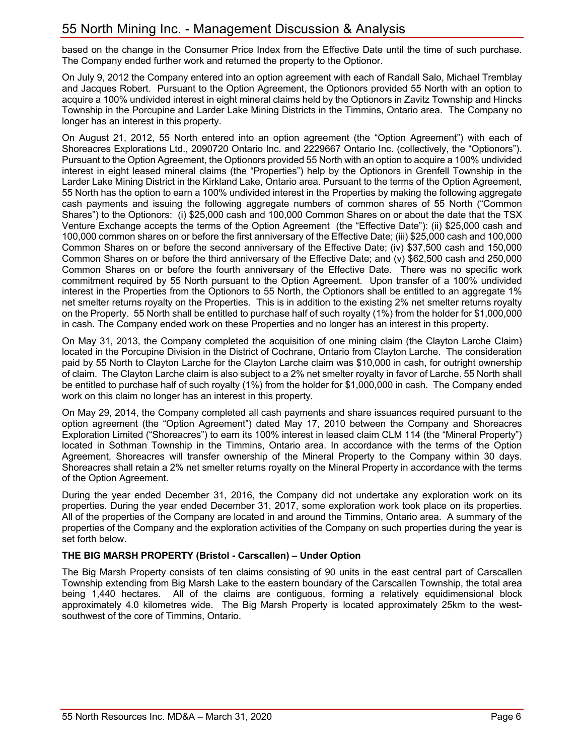based on the change in the Consumer Price Index from the Effective Date until the time of such purchase. The Company ended further work and returned the property to the Optionor.

On July 9, 2012 the Company entered into an option agreement with each of Randall Salo, Michael Tremblay and Jacques Robert. Pursuant to the Option Agreement, the Optionors provided 55 North with an option to acquire a 100% undivided interest in eight mineral claims held by the Optionors in Zavitz Township and Hincks Township in the Porcupine and Larder Lake Mining Districts in the Timmins, Ontario area. The Company no longer has an interest in this property.

On August 21, 2012, 55 North entered into an option agreement (the "Option Agreement") with each of Shoreacres Explorations Ltd., 2090720 Ontario Inc. and 2229667 Ontario Inc. (collectively, the "Optionors"). Pursuant to the Option Agreement, the Optionors provided 55 North with an option to acquire a 100% undivided interest in eight leased mineral claims (the "Properties") help by the Optionors in Grenfell Township in the Larder Lake Mining District in the Kirkland Lake, Ontario area. Pursuant to the terms of the Option Agreement, 55 North has the option to earn a 100% undivided interest in the Properties by making the following aggregate cash payments and issuing the following aggregate numbers of common shares of 55 North ("Common Shares") to the Optionors: (i) $25,000 cash and 100,000 Common Shares on or about the date that the TSX Venture Exchange accepts the terms of the Option Agreement (the "Effective Date"): (ii) $25,000 cash and 100,000 common shares on or before the first anniversary of the Effective Date; (iii) $25,000 cash and 100,000 Common Shares on or before the second anniversary of the Effective Date; (iv) $37,500 cash and 150,000 Common Shares on or before the third anniversary of the Effective Date; and (v) $62,500 cash and 250,000 Common Shares on or before the fourth anniversary of the Effective Date. There was no specific work commitment required by 55 North pursuant to the Option Agreement. Upon transfer of a 100% undivided interest in the Properties from the Optionors to 55 North, the Optionors shall be entitled to an aggregate 1% net smelter returns royalty on the Properties. This is in addition to the existing 2% net smelter returns royalty on the Property. 55 North shall be entitled to purchase half of such royalty (1%) from the holder for $1,000,000 in cash. The Company ended work on these Properties and no longer has an interest in this property.

On May 31, 2013, the Company completed the acquisition of one mining claim (the Clayton Larche Claim) located in the Porcupine Division in the District of Cochrane, Ontario from Clayton Larche. The consideration paid by 55 North to Clayton Larche for the Clayton Larche claim was $10,000 in cash, for outright ownership of claim. The Clayton Larche claim is also subject to a 2% net smelter royalty in favor of Larche. 55 North shall be entitled to purchase half of such royalty (1%) from the holder for $1,000,000 in cash. The Company ended work on this claim no longer has an interest in this property.

On May 29, 2014, the Company completed all cash payments and share issuances required pursuant to the option agreement (the "Option Agreement") dated May 17, 2010 between the Company and Shoreacres Exploration Limited ("Shoreacres") to earn its 100% interest in leased claim CLM 114 (the "Mineral Property") located in Sothman Township in the Timmins, Ontario area. In accordance with the terms of the Option Agreement, Shoreacres will transfer ownership of the Mineral Property to the Company within 30 days. Shoreacres shall retain a 2% net smelter returns royalty on the Mineral Property in accordance with the terms of the Option Agreement.

During the year ended December 31, 2016, the Company did not undertake any exploration work on its properties. During the year ended December 31, 2017, some exploration work took place on its properties. All of the properties of the Company are located in and around the Timmins, Ontario area. A summary of the properties of the Company and the exploration activities of the Company on such properties during the year is set forth below.

### THE BIG MARSH PROPERTY (Bristol - Carscallen) – Under Option

The Big Marsh Property consists of ten claims consisting of 90 units in the east central part of Carscallen Township extending from Big Marsh Lake to the eastern boundary of the Carscallen Township, the total area being 1,440 hectares. All of the claims are contiguous, forming a relatively equidimensional block approximately 4.0 kilometres wide. The Big Marsh Property is located approximately 25km to the west-southwest of the core of Timmins, Ontario.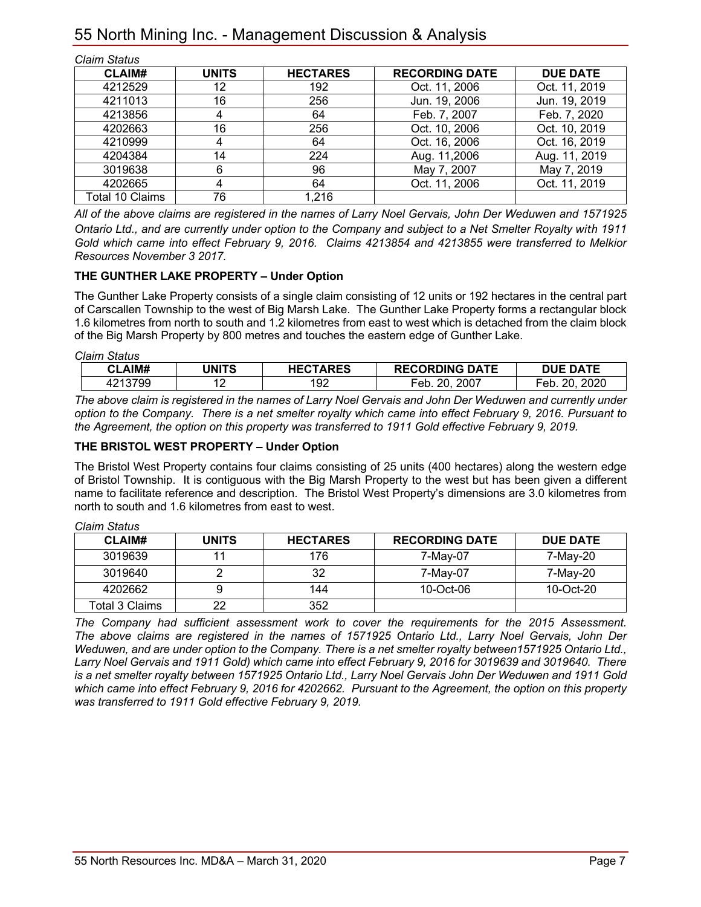*Claim Status*

| CLAIM# | UNITS | HECTARES | RECORDING DATE | DUE DATE |
|---|---|---|---|---|
| 4212529 | 12 | 192 | Oct. 11, 2006 | Oct. 11, 2019 |
| 4211013 | 16 | 256 | Jun. 19, 2006 | Jun. 19, 2019 |
| 4213856 | 4 | 64 | Feb. 7, 2007 | Feb. 7, 2020 |
| 4202663 | 16 | 256 | Oct. 10, 2006 | Oct. 10, 2019 |
| 4210999 | 4 | 64 | Oct. 16, 2006 | Oct. 16, 2019 |
| 4204384 | 14 | 224 | Aug. 11,2006 | Aug. 11, 2019 |
| 3019638 | 6 | 96 | May 7, 2007 | May 7, 2019 |
| 4202665 | 4 | 64 | Oct. 11, 2006 | Oct. 11, 2019 |
| Total 10 Claims | 76 | 1,216 | | |

*All of the above claims are registered in the names of Larry Noel Gervais, John Der Weduwen and 1571925 Ontario Ltd., and are currently under option to the Company and subject to a Net Smelter Royalty with 1911 Gold which came into effect February 9, 2016. Claims 4213854 and 4213855 were transferred to Melkior Resources November 3 2017.*

**THE GUNTHER LAKE PROPERTY – Under Option**

The Gunther Lake Property consists of a single claim consisting of 12 units or 192 hectares in the central part of Carscallen Township to the west of Big Marsh Lake. The Gunther Lake Property forms a rectangular block 1.6 kilometres from north to south and 1.2 kilometres from east to west which is detached from the claim block of the Big Marsh Property by 800 metres and touches the eastern edge of Gunther Lake.

*Claim Status*

| CLAIM# | UNITS | HECTARES | RECORDING DATE | DUE DATE |
|---|---|---|---|---|
| 4213799 | 12 | 192 | Feb. 20, 2007 | Feb. 20, 2020 |

*The above claim is registered in the names of Larry Noel Gervais and John Der Weduwen and currently under option to the Company. There is a net smelter royalty which came into effect February 9, 2016. Pursuant to the Agreement, the option on this property was transferred to 1911 Gold effective February 9, 2019.*

**THE BRISTOL WEST PROPERTY – Under Option**

The Bristol West Property contains four claims consisting of 25 units (400 hectares) along the western edge of Bristol Township. It is contiguous with the Big Marsh Property to the west but has been given a different name to facilitate reference and description. The Bristol West Property's dimensions are 3.0 kilometres from north to south and 1.6 kilometres from east to west.

*Claim Status*

| CLAIM# | UNITS | HECTARES | RECORDING DATE | DUE DATE |
|---|---|---|---|---|
| 3019639 | 11 | 176 | 7-May-07 | 7-May-20 |
| 3019640 | 2 | 32 | 7-May-07 | 7-May-20 |
| 4202662 | 9 | 144 | 10-Oct-06 | 10-Oct-20 |
| Total 3 Claims | 22 | 352 | | |

*The Company had sufficient assessment work to cover the requirements for the 2015 Assessment. The above claims are registered in the names of 1571925 Ontario Ltd., Larry Noel Gervais, John Der Weduwen, and are under option to the Company. There is a net smelter royalty between1571925 Ontario Ltd., Larry Noel Gervais and 1911 Gold) which came into effect February 9, 2016 for 3019639 and 3019640. There is a net smelter royalty between 1571925 Ontario Ltd., Larry Noel Gervais John Der Weduwen and 1911 Gold which came into effect February 9, 2016 for 4202662. Pursuant to the Agreement, the option on this property was transferred to 1911 Gold effective February 9, 2019.*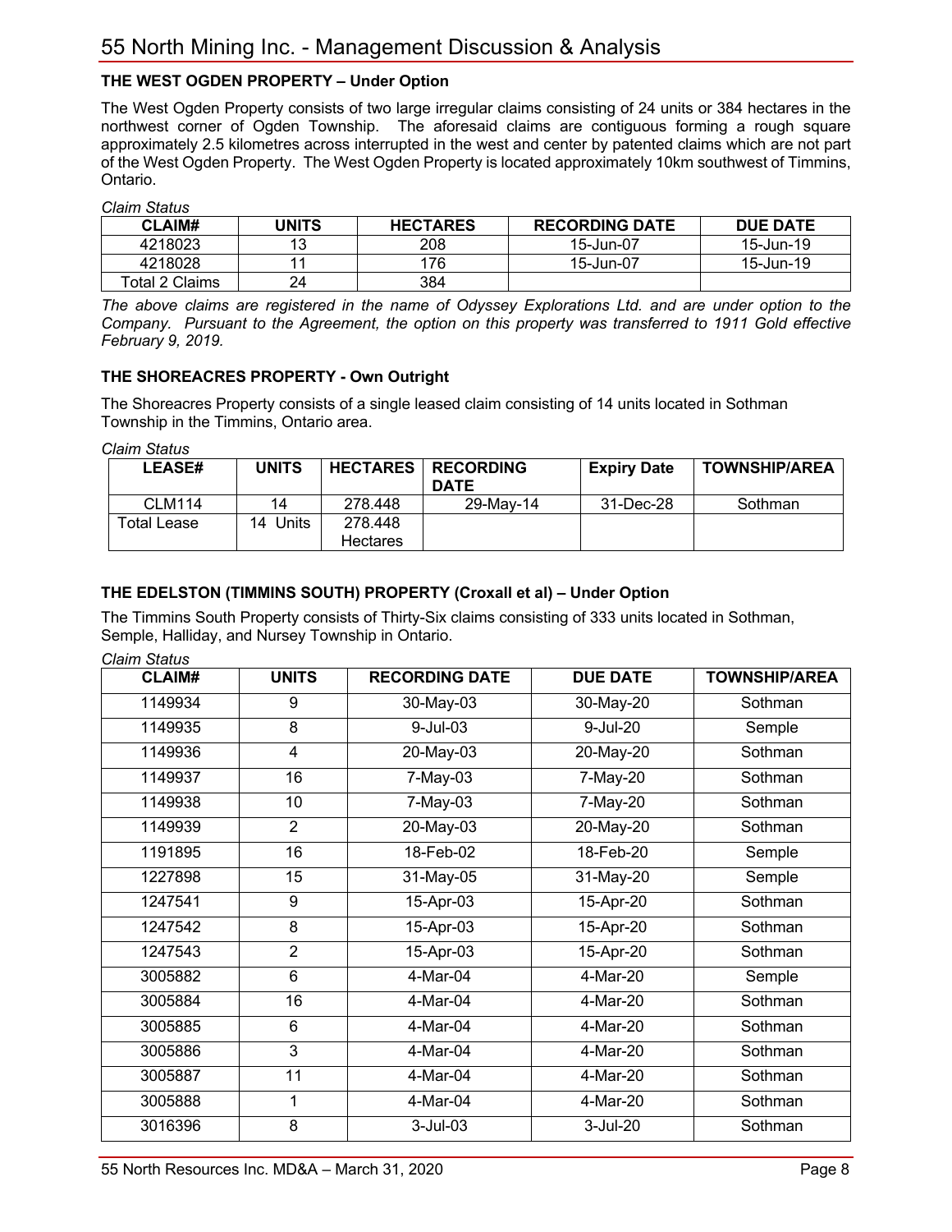### THE WEST OGDEN PROPERTY – Under Option

The West Ogden Property consists of two large irregular claims consisting of 24 units or 384 hectares in the northwest corner of Ogden Township. The aforesaid claims are contiguous forming a rough square approximately 2.5 kilometres across interrupted in the west and center by patented claims which are not part of the West Ogden Property. The West Ogden Property is located approximately 10km southwest of Timmins, Ontario.

*Claim Status*

| CLAIM# | UNITS | HECTARES | RECORDING DATE | DUE DATE |
|---|---|---|---|---|
| 4218023 | 13 | 208 | 15-Jun-07 | 15-Jun-19 |
| 4218028 | 11 | 176 | 15-Jun-07 | 15-Jun-19 |
| Total 2 Claims | 24 | 384 | | |

*The above claims are registered in the name of Odyssey Explorations Ltd. and are under option to the Company. Pursuant to the Agreement, the option on this property was transferred to 1911 Gold effective February 9, 2019.*

### THE SHOREACRES PROPERTY - Own Outright

The Shoreacres Property consists of a single leased claim consisting of 14 units located in Sothman Township in the Timmins, Ontario area.

*Claim Status*

| LEASE# | UNITS | HECTARES | RECORDING DATE | Expiry Date | TOWNSHIP/AREA |
|---|---|---|---|---|---|
| CLM114 | 14 | 278.448 | 29-May-14 | 31-Dec-28 | Sothman |
| Total Lease | 14 Units | 278.448 Hectares | | | |

### THE EDELSTON (TIMMINS SOUTH) PROPERTY (Croxall et al) – Under Option

The Timmins South Property consists of Thirty-Six claims consisting of 333 units located in Sothman, Semple, Halliday, and Nursey Township in Ontario.

*Claim Status*

| CLAIM# | UNITS | RECORDING DATE | DUE DATE | TOWNSHIP/AREA |
|---|---|---|---|---|
| 1149934 | 9 | 30-May-03 | 30-May-20 | Sothman |
| 1149935 | 8 | 9-Jul-03 | 9-Jul-20 | Semple |
| 1149936 | 4 | 20-May-03 | 20-May-20 | Sothman |
| 1149937 | 16 | 7-May-03 | 7-May-20 | Sothman |
| 1149938 | 10 | 7-May-03 | 7-May-20 | Sothman |
| 1149939 | 2 | 20-May-03 | 20-May-20 | Sothman |
| 1191895 | 16 | 18-Feb-02 | 18-Feb-20 | Semple |
| 1227898 | 15 | 31-May-05 | 31-May-20 | Semple |
| 1247541 | 9 | 15-Apr-03 | 15-Apr-20 | Sothman |
| 1247542 | 8 | 15-Apr-03 | 15-Apr-20 | Sothman |
| 1247543 | 2 | 15-Apr-03 | 15-Apr-20 | Sothman |
| 3005882 | 6 | 4-Mar-04 | 4-Mar-20 | Semple |
| 3005884 | 16 | 4-Mar-04 | 4-Mar-20 | Sothman |
| 3005885 | 6 | 4-Mar-04 | 4-Mar-20 | Sothman |
| 3005886 | 3 | 4-Mar-04 | 4-Mar-20 | Sothman |
| 3005887 | 11 | 4-Mar-04 | 4-Mar-20 | Sothman |
| 3005888 | 1 | 4-Mar-04 | 4-Mar-20 | Sothman |
| 3016396 | 8 | 3-Jul-03 | 3-Jul-20 | Sothman |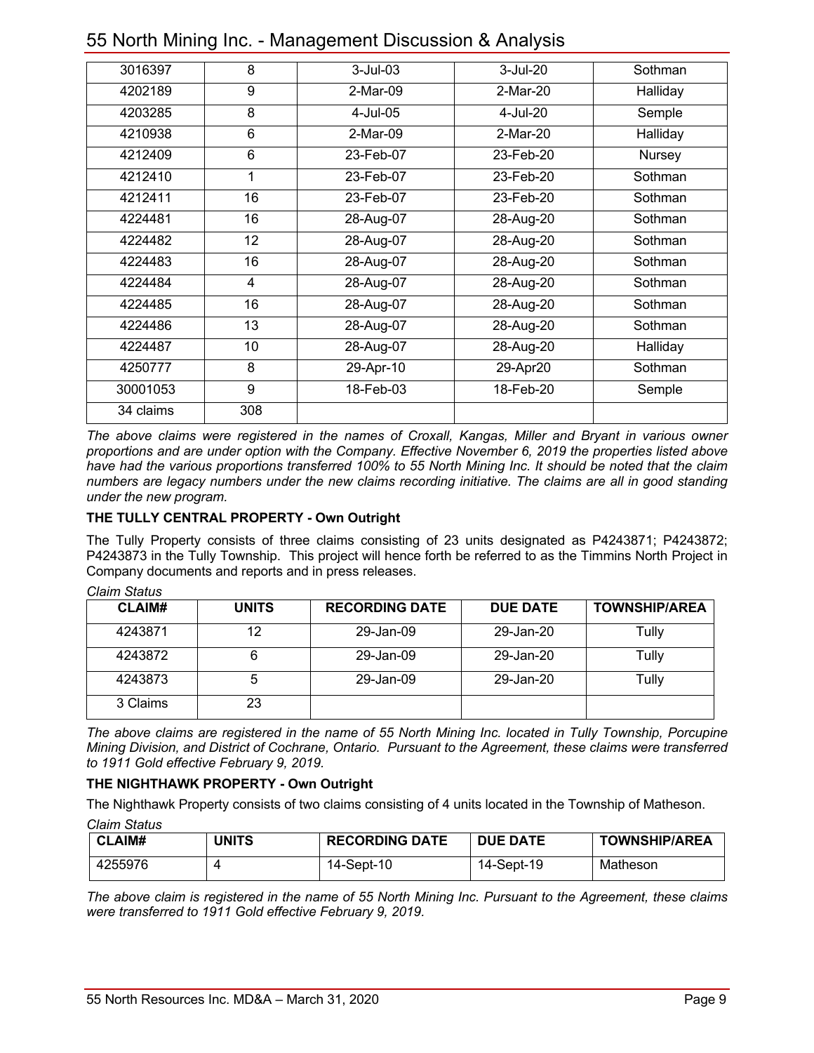| 3016397 | 8 | 3-Jul-03 | 3-Jul-20 | Sothman |
|---|---|---|---|---|
| 4202189 | 9 | 2-Mar-09 | 2-Mar-20 | Halliday |
| 4203285 | 8 | 4-Jul-05 | 4-Jul-20 | Semple |
| 4210938 | 6 | 2-Mar-09 | 2-Mar-20 | Halliday |
| 4212409 | 6 | 23-Feb-07 | 23-Feb-20 | Nursey |
| 4212410 | 1 | 23-Feb-07 | 23-Feb-20 | Sothman |
| 4212411 | 16 | 23-Feb-07 | 23-Feb-20 | Sothman |
| 4224481 | 16 | 28-Aug-07 | 28-Aug-20 | Sothman |
| 4224482 | 12 | 28-Aug-07 | 28-Aug-20 | Sothman |
| 4224483 | 16 | 28-Aug-07 | 28-Aug-20 | Sothman |
| 4224484 | 4 | 28-Aug-07 | 28-Aug-20 | Sothman |
| 4224485 | 16 | 28-Aug-07 | 28-Aug-20 | Sothman |
| 4224486 | 13 | 28-Aug-07 | 28-Aug-20 | Sothman |
| 4224487 | 10 | 28-Aug-07 | 28-Aug-20 | Halliday |
| 4250777 | 8 | 29-Apr-10 | 29-Apr20 | Sothman |
| 30001053 | 9 | 18-Feb-03 | 18-Feb-20 | Semple |
| 34 claims | 308 | | | |

*The above claims were registered in the names of Croxall, Kangas, Miller and Bryant in various owner proportions and are under option with the Company. Effective November 6, 2019 the properties listed above have had the various proportions transferred 100% to 55 North Mining Inc. It should be noted that the claim numbers are legacy numbers under the new claims recording initiative. The claims are all in good standing under the new program.*

**THE TULLY CENTRAL PROPERTY - Own Outright**

The Tully Property consists of three claims consisting of 23 units designated as P4243871; P4243872; P4243873 in the Tully Township. This project will hence forth be referred to as the Timmins North Project in Company documents and reports and in press releases.

*Claim Status*

| CLAIM# | UNITS | RECORDING DATE | DUE DATE | TOWNSHIP/AREA |
|---|---|---|---|---|
| 4243871 | 12 | 29-Jan-09 | 29-Jan-20 | Tully |
| 4243872 | 6 | 29-Jan-09 | 29-Jan-20 | Tully |
| 4243873 | 5 | 29-Jan-09 | 29-Jan-20 | Tully |
| 3 Claims | 23 | | | |

*The above claims are registered in the name of 55 North Mining Inc. located in Tully Township, Porcupine Mining Division, and District of Cochrane, Ontario. Pursuant to the Agreement, these claims were transferred to 1911 Gold effective February 9, 2019.*

**THE NIGHTHAWK PROPERTY - Own Outright**

The Nighthawk Property consists of two claims consisting of 4 units located in the Township of Matheson.

*Claim Status*

| CLAIM# | UNITS | RECORDING DATE | DUE DATE | TOWNSHIP/AREA |
|---|---|---|---|---|
| 4255976 | 4 | 14-Sept-10 | 14-Sept-19 | Matheson |

*The above claim is registered in the name of 55 North Mining Inc. Pursuant to the Agreement, these claims were transferred to 1911 Gold effective February 9, 2019.*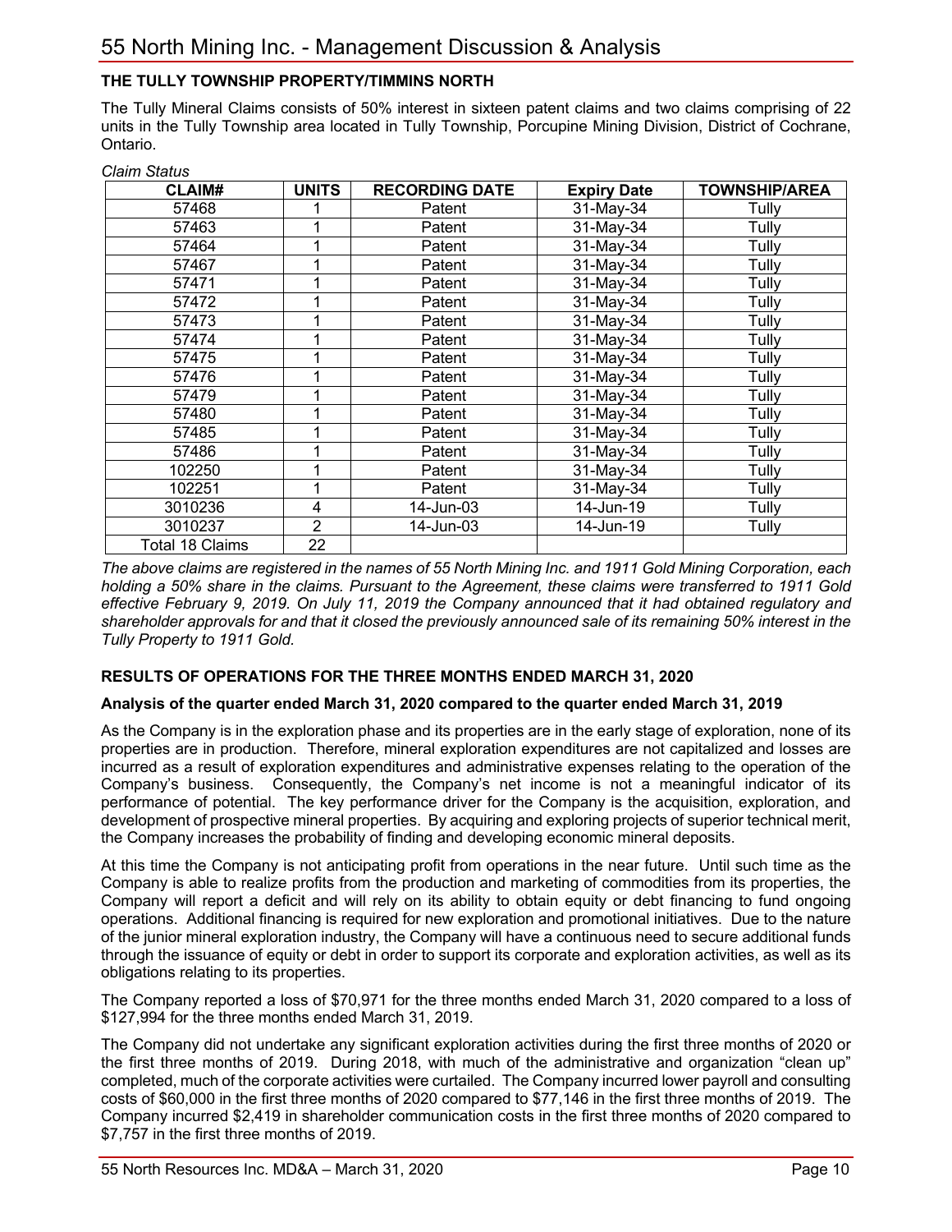## THE TULLY TOWNSHIP PROPERTY/TIMMINS NORTH

The Tully Mineral Claims consists of 50% interest in sixteen patent claims and two claims comprising of 22 units in the Tully Township area located in Tully Township, Porcupine Mining Division, District of Cochrane, Ontario.

*Claim Status*

| CLAIM# | UNITS | RECORDING DATE | Expiry Date | TOWNSHIP/AREA |
|---|---|---|---|---|
| 57468 | 1 | Patent | 31-May-34 | Tully |
| 57463 | 1 | Patent | 31-May-34 | Tully |
| 57464 | 1 | Patent | 31-May-34 | Tully |
| 57467 | 1 | Patent | 31-May-34 | Tully |
| 57471 | 1 | Patent | 31-May-34 | Tully |
| 57472 | 1 | Patent | 31-May-34 | Tully |
| 57473 | 1 | Patent | 31-May-34 | Tully |
| 57474 | 1 | Patent | 31-May-34 | Tully |
| 57475 | 1 | Patent | 31-May-34 | Tully |
| 57476 | 1 | Patent | 31-May-34 | Tully |
| 57479 | 1 | Patent | 31-May-34 | Tully |
| 57480 | 1 | Patent | 31-May-34 | Tully |
| 57485 | 1 | Patent | 31-May-34 | Tully |
| 57486 | 1 | Patent | 31-May-34 | Tully |
| 102250 | 1 | Patent | 31-May-34 | Tully |
| 102251 | 1 | Patent | 31-May-34 | Tully |
| 3010236 | 4 | 14-Jun-03 | 14-Jun-19 | Tully |
| 3010237 | 2 | 14-Jun-03 | 14-Jun-19 | Tully |
| Total 18 Claims | 22 | | | |

*The above claims are registered in the names of 55 North Mining Inc. and 1911 Gold Mining Corporation, each holding a 50% share in the claims. Pursuant to the Agreement, these claims were transferred to 1911 Gold effective February 9, 2019. On July 11, 2019 the Company announced that it had obtained regulatory and shareholder approvals for and that it closed the previously announced sale of its remaining 50% interest in the Tully Property to 1911 Gold.*

## RESULTS OF OPERATIONS FOR THE THREE MONTHS ENDED MARCH 31, 2020

### Analysis of the quarter ended March 31, 2020 compared to the quarter ended March 31, 2019

As the Company is in the exploration phase and its properties are in the early stage of exploration, none of its properties are in production. Therefore, mineral exploration expenditures are not capitalized and losses are incurred as a result of exploration expenditures and administrative expenses relating to the operation of the Company's business. Consequently, the Company's net income is not a meaningful indicator of its performance of potential. The key performance driver for the Company is the acquisition, exploration, and development of prospective mineral properties. By acquiring and exploring projects of superior technical merit, the Company increases the probability of finding and developing economic mineral deposits.

At this time the Company is not anticipating profit from operations in the near future. Until such time as the Company is able to realize profits from the production and marketing of commodities from its properties, the Company will report a deficit and will rely on its ability to obtain equity or debt financing to fund ongoing operations. Additional financing is required for new exploration and promotional initiatives. Due to the nature of the junior mineral exploration industry, the Company will have a continuous need to secure additional funds through the issuance of equity or debt in order to support its corporate and exploration activities, as well as its obligations relating to its properties.

The Company reported a loss of $70,971 for the three months ended March 31, 2020 compared to a loss of $127,994 for the three months ended March 31, 2019.

The Company did not undertake any significant exploration activities during the first three months of 2020 or the first three months of 2019. During 2018, with much of the administrative and organization "clean up" completed, much of the corporate activities were curtailed. The Company incurred lower payroll and consulting costs of $60,000 in the first three months of 2020 compared to $77,146 in the first three months of 2019. The Company incurred $2,419 in shareholder communication costs in the first three months of 2020 compared to $7,757 in the first three months of 2019.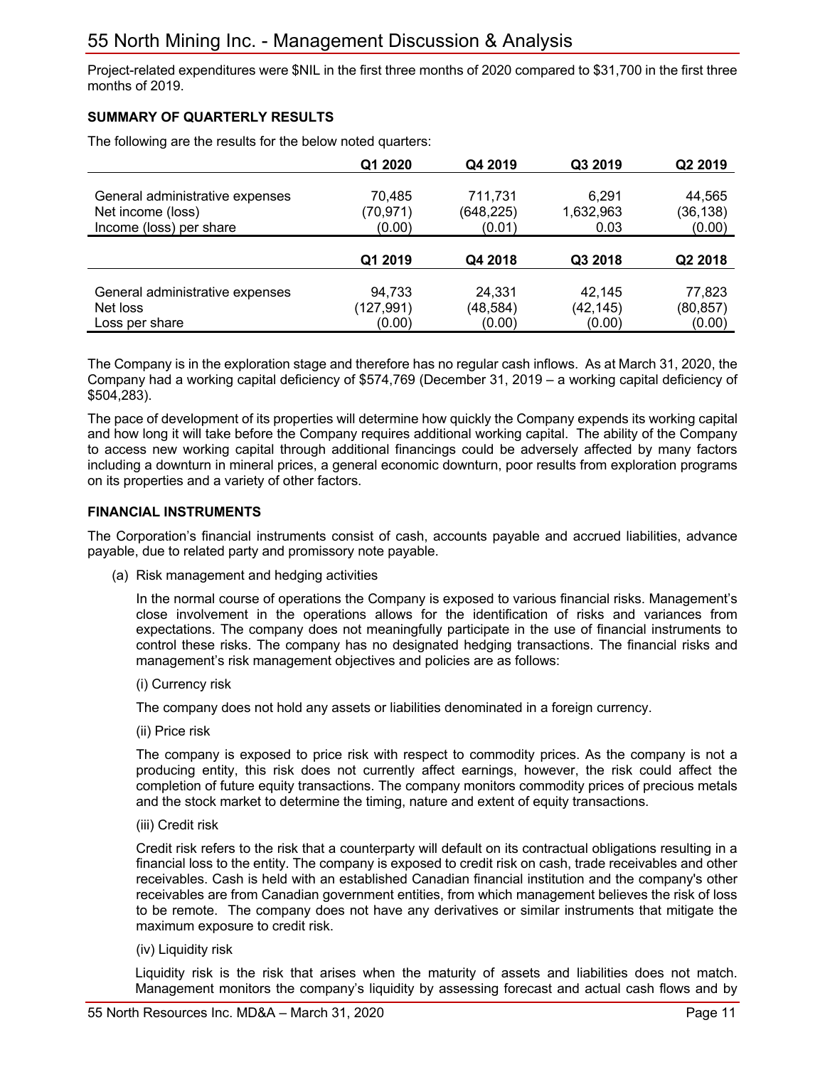Project-related expenditures were $NIL in the first three months of 2020 compared to $31,700 in the first three months of 2019.

**SUMMARY OF QUARTERLY RESULTS**

The following are the results for the below noted quarters:

| | Q1 2020 | Q4 2019 | Q3 2019 | Q2 2019 |
|---|---|---|---|---|
| General administrative expenses | 70,485 | 711,731 | 6,291 | 44,565 |
| Net income (loss) | (70,971) | (648,225) | 1,632,963 | (36,138) |
| Income (loss) per share | (0.00) | (0.01) | 0.03 | (0.00) |

| | Q1 2019 | Q4 2018 | Q3 2018 | Q2 2018 |
|---|---|---|---|---|
| General administrative expenses | 94,733 | 24,331 | 42,145 | 77,823 |
| Net loss | (127,991) | (48,584) | (42,145) | (80,857) |
| Loss per share | (0.00) | (0.00) | (0.00) | (0.00) |

The Company is in the exploration stage and therefore has no regular cash inflows. As at March 31, 2020, the Company had a working capital deficiency of $574,769 (December 31, 2019 – a working capital deficiency of $504,283).

The pace of development of its properties will determine how quickly the Company expends its working capital and how long it will take before the Company requires additional working capital. The ability of the Company to access new working capital through additional financings could be adversely affected by many factors including a downturn in mineral prices, a general economic downturn, poor results from exploration programs on its properties and a variety of other factors.

**FINANCIAL INSTRUMENTS**

The Corporation's financial instruments consist of cash, accounts payable and accrued liabilities, advance payable, due to related party and promissory note payable.

(a) Risk management and hedging activities

In the normal course of operations the Company is exposed to various financial risks. Management's close involvement in the operations allows for the identification of risks and variances from expectations. The company does not meaningfully participate in the use of financial instruments to control these risks. The company has no designated hedging transactions. The financial risks and management's risk management objectives and policies are as follows:

(i) Currency risk

The company does not hold any assets or liabilities denominated in a foreign currency.

(ii) Price risk

The company is exposed to price risk with respect to commodity prices. As the company is not a producing entity, this risk does not currently affect earnings, however, the risk could affect the completion of future equity transactions. The company monitors commodity prices of precious metals and the stock market to determine the timing, nature and extent of equity transactions.

(iii) Credit risk

Credit risk refers to the risk that a counterparty will default on its contractual obligations resulting in a financial loss to the entity. The company is exposed to credit risk on cash, trade receivables and other receivables. Cash is held with an established Canadian financial institution and the company's other receivables are from Canadian government entities, from which management believes the risk of loss to be remote. The company does not have any derivatives or similar instruments that mitigate the maximum exposure to credit risk.

(iv) Liquidity risk

Liquidity risk is the risk that arises when the maturity of assets and liabilities does not match. Management monitors the company's liquidity by assessing forecast and actual cash flows and by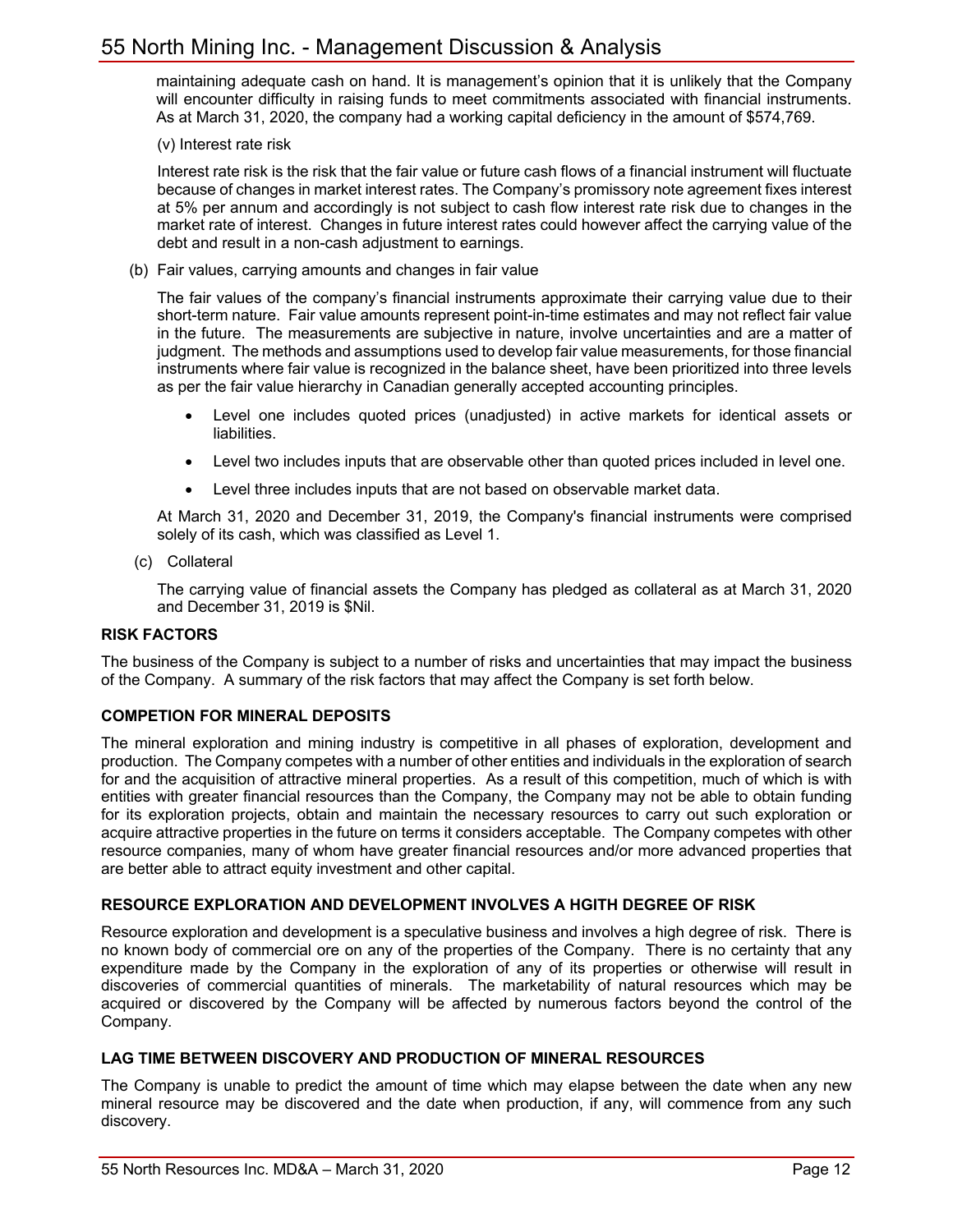maintaining adequate cash on hand. It is management's opinion that it is unlikely that the Company will encounter difficulty in raising funds to meet commitments associated with financial instruments. As at March 31, 2020, the company had a working capital deficiency in the amount of $574,769.

(v) Interest rate risk

Interest rate risk is the risk that the fair value or future cash flows of a financial instrument will fluctuate because of changes in market interest rates. The Company's promissory note agreement fixes interest at 5% per annum and accordingly is not subject to cash flow interest rate risk due to changes in the market rate of interest. Changes in future interest rates could however affect the carrying value of the debt and result in a non-cash adjustment to earnings.

(b) Fair values, carrying amounts and changes in fair value

The fair values of the company's financial instruments approximate their carrying value due to their short-term nature. Fair value amounts represent point-in-time estimates and may not reflect fair value in the future. The measurements are subjective in nature, involve uncertainties and are a matter of judgment. The methods and assumptions used to develop fair value measurements, for those financial instruments where fair value is recognized in the balance sheet, have been prioritized into three levels as per the fair value hierarchy in Canadian generally accepted accounting principles.

- Level one includes quoted prices (unadjusted) in active markets for identical assets or liabilities.
- Level two includes inputs that are observable other than quoted prices included in level one.
- Level three includes inputs that are not based on observable market data.

At March 31, 2020 and December 31, 2019, the Company's financial instruments were comprised solely of its cash, which was classified as Level 1.

(c) Collateral

The carrying value of financial assets the Company has pledged as collateral as at March 31, 2020 and December 31, 2019 is $Nil.

## RISK FACTORS

The business of the Company is subject to a number of risks and uncertainties that may impact the business of the Company. A summary of the risk factors that may affect the Company is set forth below.

## COMPETION FOR MINERAL DEPOSITS

The mineral exploration and mining industry is competitive in all phases of exploration, development and production. The Company competes with a number of other entities and individuals in the exploration of search for and the acquisition of attractive mineral properties. As a result of this competition, much of which is with entities with greater financial resources than the Company, the Company may not be able to obtain funding for its exploration projects, obtain and maintain the necessary resources to carry out such exploration or acquire attractive properties in the future on terms it considers acceptable. The Company competes with other resource companies, many of whom have greater financial resources and/or more advanced properties that are better able to attract equity investment and other capital.

## RESOURCE EXPLORATION AND DEVELOPMENT INVOLVES A HGITH DEGREE OF RISK

Resource exploration and development is a speculative business and involves a high degree of risk. There is no known body of commercial ore on any of the properties of the Company. There is no certainty that any expenditure made by the Company in the exploration of any of its properties or otherwise will result in discoveries of commercial quantities of minerals. The marketability of natural resources which may be acquired or discovered by the Company will be affected by numerous factors beyond the control of the Company.

## LAG TIME BETWEEN DISCOVERY AND PRODUCTION OF MINERAL RESOURCES

The Company is unable to predict the amount of time which may elapse between the date when any new mineral resource may be discovered and the date when production, if any, will commence from any such discovery.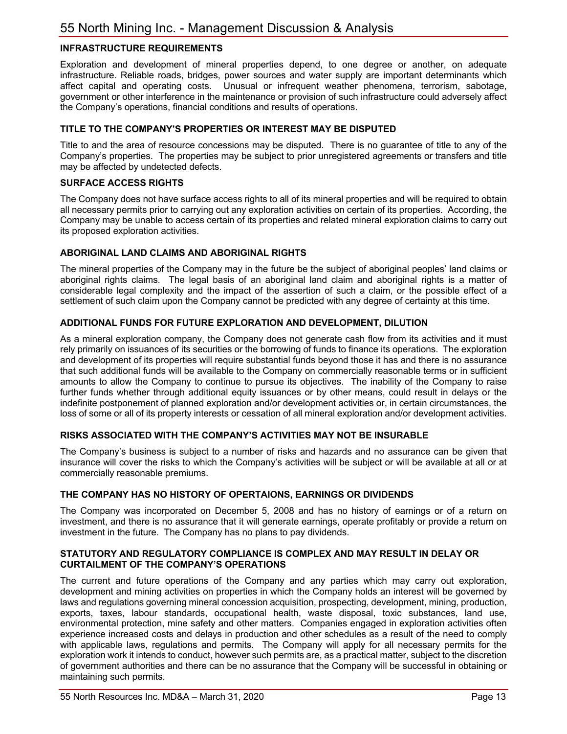## INFRASTRUCTURE REQUIREMENTS

Exploration and development of mineral properties depend, to one degree or another, on adequate infrastructure. Reliable roads, bridges, power sources and water supply are important determinants which affect capital and operating costs. Unusual or infrequent weather phenomena, terrorism, sabotage, government or other interference in the maintenance or provision of such infrastructure could adversely affect the Company's operations, financial conditions and results of operations.

## TITLE TO THE COMPANY'S PROPERTIES OR INTEREST MAY BE DISPUTED

Title to and the area of resource concessions may be disputed. There is no guarantee of title to any of the Company's properties. The properties may be subject to prior unregistered agreements or transfers and title may be affected by undetected defects.

## SURFACE ACCESS RIGHTS

The Company does not have surface access rights to all of its mineral properties and will be required to obtain all necessary permits prior to carrying out any exploration activities on certain of its properties. According, the Company may be unable to access certain of its properties and related mineral exploration claims to carry out its proposed exploration activities.

## ABORIGINAL LAND CLAIMS AND ABORIGINAL RIGHTS

The mineral properties of the Company may in the future be the subject of aboriginal peoples' land claims or aboriginal rights claims. The legal basis of an aboriginal land claim and aboriginal rights is a matter of considerable legal complexity and the impact of the assertion of such a claim, or the possible effect of a settlement of such claim upon the Company cannot be predicted with any degree of certainty at this time.

## ADDITIONAL FUNDS FOR FUTURE EXPLORATION AND DEVELOPMENT, DILUTION

As a mineral exploration company, the Company does not generate cash flow from its activities and it must rely primarily on issuances of its securities or the borrowing of funds to finance its operations. The exploration and development of its properties will require substantial funds beyond those it has and there is no assurance that such additional funds will be available to the Company on commercially reasonable terms or in sufficient amounts to allow the Company to continue to pursue its objectives. The inability of the Company to raise further funds whether through additional equity issuances or by other means, could result in delays or the indefinite postponement of planned exploration and/or development activities or, in certain circumstances, the loss of some or all of its property interests or cessation of all mineral exploration and/or development activities.

## RISKS ASSOCIATED WITH THE COMPANY'S ACTIVITIES MAY NOT BE INSURABLE

The Company's business is subject to a number of risks and hazards and no assurance can be given that insurance will cover the risks to which the Company's activities will be subject or will be available at all or at commercially reasonable premiums.

## THE COMPANY HAS NO HISTORY OF OPERTAIONS, EARNINGS OR DIVIDENDS

The Company was incorporated on December 5, 2008 and has no history of earnings or of a return on investment, and there is no assurance that it will generate earnings, operate profitably or provide a return on investment in the future. The Company has no plans to pay dividends.

## STATUTORY AND REGULATORY COMPLIANCE IS COMPLEX AND MAY RESULT IN DELAY OR CURTAILMENT OF THE COMPANY'S OPERATIONS

The current and future operations of the Company and any parties which may carry out exploration, development and mining activities on properties in which the Company holds an interest will be governed by laws and regulations governing mineral concession acquisition, prospecting, development, mining, production, exports, taxes, labour standards, occupational health, waste disposal, toxic substances, land use, environmental protection, mine safety and other matters. Companies engaged in exploration activities often experience increased costs and delays in production and other schedules as a result of the need to comply with applicable laws, regulations and permits. The Company will apply for all necessary permits for the exploration work it intends to conduct, however such permits are, as a practical matter, subject to the discretion of government authorities and there can be no assurance that the Company will be successful in obtaining or maintaining such permits.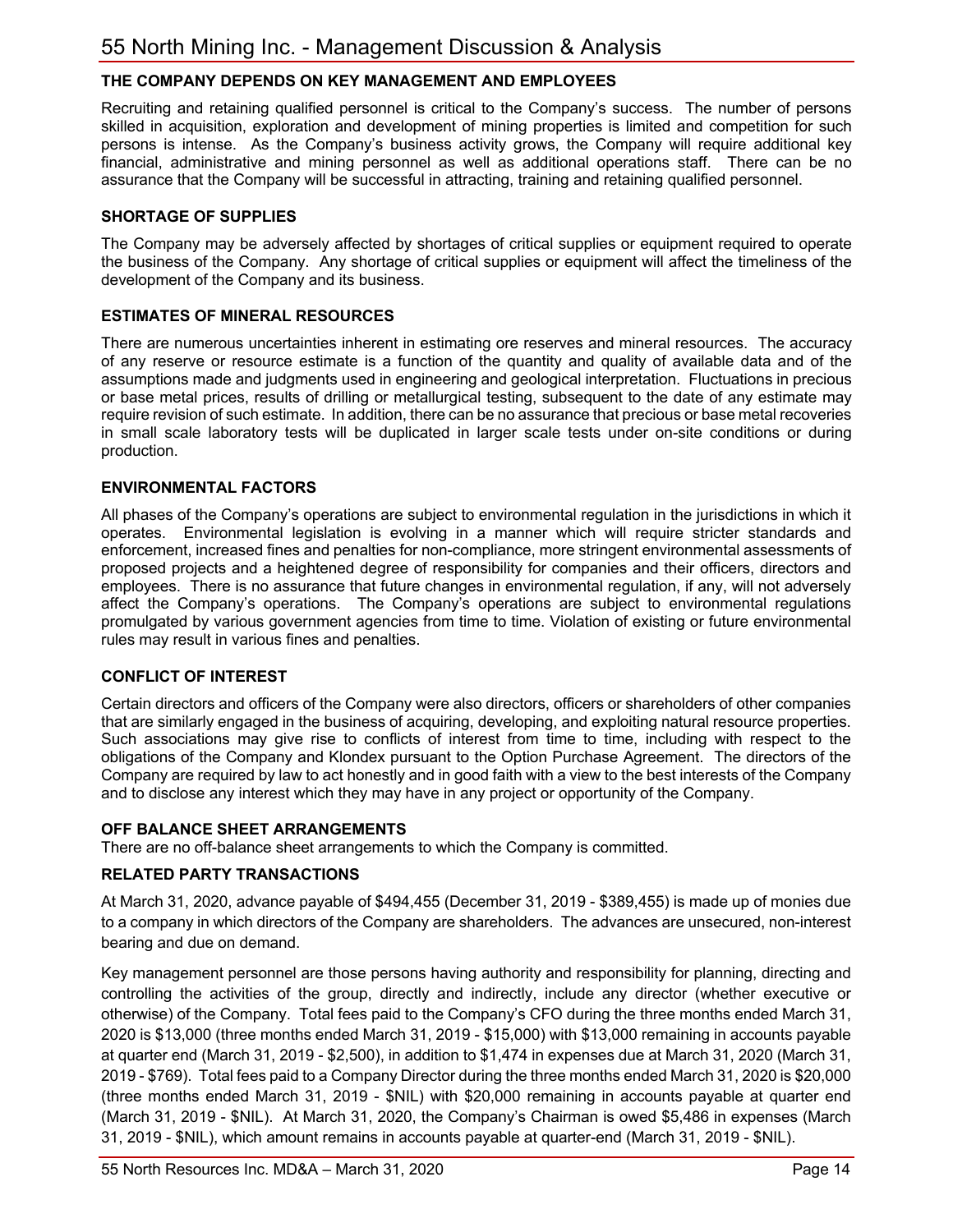## THE COMPANY DEPENDS ON KEY MANAGEMENT AND EMPLOYEES

Recruiting and retaining qualified personnel is critical to the Company's success. The number of persons skilled in acquisition, exploration and development of mining properties is limited and competition for such persons is intense. As the Company's business activity grows, the Company will require additional key financial, administrative and mining personnel as well as additional operations staff. There can be no assurance that the Company will be successful in attracting, training and retaining qualified personnel.

## SHORTAGE OF SUPPLIES

The Company may be adversely affected by shortages of critical supplies or equipment required to operate the business of the Company. Any shortage of critical supplies or equipment will affect the timeliness of the development of the Company and its business.

## ESTIMATES OF MINERAL RESOURCES

There are numerous uncertainties inherent in estimating ore reserves and mineral resources. The accuracy of any reserve or resource estimate is a function of the quantity and quality of available data and of the assumptions made and judgments used in engineering and geological interpretation. Fluctuations in precious or base metal prices, results of drilling or metallurgical testing, subsequent to the date of any estimate may require revision of such estimate. In addition, there can be no assurance that precious or base metal recoveries in small scale laboratory tests will be duplicated in larger scale tests under on-site conditions or during production.

## ENVIRONMENTAL FACTORS

All phases of the Company's operations are subject to environmental regulation in the jurisdictions in which it operates. Environmental legislation is evolving in a manner which will require stricter standards and enforcement, increased fines and penalties for non-compliance, more stringent environmental assessments of proposed projects and a heightened degree of responsibility for companies and their officers, directors and employees. There is no assurance that future changes in environmental regulation, if any, will not adversely affect the Company's operations. The Company's operations are subject to environmental regulations promulgated by various government agencies from time to time. Violation of existing or future environmental rules may result in various fines and penalties.

## CONFLICT OF INTEREST

Certain directors and officers of the Company were also directors, officers or shareholders of other companies that are similarly engaged in the business of acquiring, developing, and exploiting natural resource properties. Such associations may give rise to conflicts of interest from time to time, including with respect to the obligations of the Company and Klondex pursuant to the Option Purchase Agreement. The directors of the Company are required by law to act honestly and in good faith with a view to the best interests of the Company and to disclose any interest which they may have in any project or opportunity of the Company.

## OFF BALANCE SHEET ARRANGEMENTS

There are no off-balance sheet arrangements to which the Company is committed.

## RELATED PARTY TRANSACTIONS

At March 31, 2020, advance payable of $494,455 (December 31, 2019 - $389,455) is made up of monies due to a company in which directors of the Company are shareholders. The advances are unsecured, non-interest bearing and due on demand.

Key management personnel are those persons having authority and responsibility for planning, directing and controlling the activities of the group, directly and indirectly, include any director (whether executive or otherwise) of the Company. Total fees paid to the Company's CFO during the three months ended March 31, 2020 is $13,000 (three months ended March 31, 2019 - $15,000) with $13,000 remaining in accounts payable at quarter end (March 31, 2019 - $2,500), in addition to $1,474 in expenses due at March 31, 2020 (March 31, 2019 - $769). Total fees paid to a Company Director during the three months ended March 31, 2020 is $20,000 (three months ended March 31, 2019 - $NIL) with $20,000 remaining in accounts payable at quarter end (March 31, 2019 - $NIL). At March 31, 2020, the Company's Chairman is owed $5,486 in expenses (March 31, 2019 - $NIL), which amount remains in accounts payable at quarter-end (March 31, 2019 - $NIL).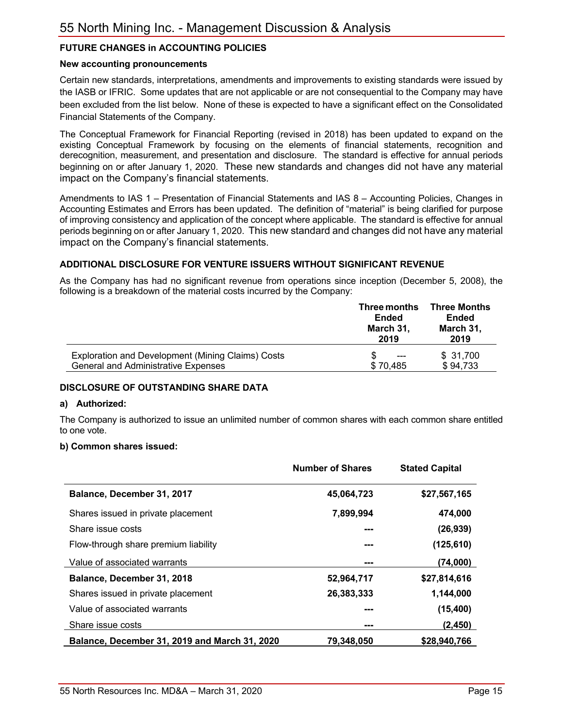## FUTURE CHANGES in ACCOUNTING POLICIES

### New accounting pronouncements

Certain new standards, interpretations, amendments and improvements to existing standards were issued by the IASB or IFRIC. Some updates that are not applicable or are not consequential to the Company may have been excluded from the list below. None of these is expected to have a significant effect on the Consolidated Financial Statements of the Company.

The Conceptual Framework for Financial Reporting (revised in 2018) has been updated to expand on the existing Conceptual Framework by focusing on the elements of financial statements, recognition and derecognition, measurement, and presentation and disclosure. The standard is effective for annual periods beginning on or after January 1, 2020. These new standards and changes did not have any material impact on the Company's financial statements.

Amendments to IAS 1 – Presentation of Financial Statements and IAS 8 – Accounting Policies, Changes in Accounting Estimates and Errors has been updated. The definition of "material" is being clarified for purpose of improving consistency and application of the concept where applicable. The standard is effective for annual periods beginning on or after January 1, 2020. This new standard and changes did not have any material impact on the Company's financial statements.

## ADDITIONAL DISCLOSURE FOR VENTURE ISSUERS WITHOUT SIGNIFICANT REVENUE

As the Company has had no significant revenue from operations since inception (December 5, 2008), the following is a breakdown of the material costs incurred by the Company:

| | Three months Ended March 31, 2019 | Three Months Ended March 31, 2019 |
|---|---|---|
| Exploration and Development (Mining Claims) Costs | $ --- | $ 31,700 |
| General and Administrative Expenses | $ 70,485 | $ 94,733 |

## DISCLOSURE OF OUTSTANDING SHARE DATA

### a) Authorized:

The Company is authorized to issue an unlimited number of common shares with each common share entitled to one vote.

### b) Common shares issued:

| | Number of Shares | Stated Capital |
|---|---|---|
| **Balance, December 31, 2017** | **45,064,723** | **$27,567,165** |
| Shares issued in private placement | **7,899,994** | **474,000** |
| Share issue costs | **---** | **(26,939)** |
| Flow-through share premium liability | **---** | **(125,610)** |
| Value of associated warrants | **---** | **(74,000)** |
| **Balance, December 31, 2018** | **52,964,717** | **$27,814,616** |
| Shares issued in private placement | **26,383,333** | **1,144,000** |
| Value of associated warrants | **---** | **(15,400)** |
| Share issue costs | **---** | **(2,450)** |
| **Balance, December 31, 2019 and March 31, 2020** | **79,348,050** | **$28,940,766** |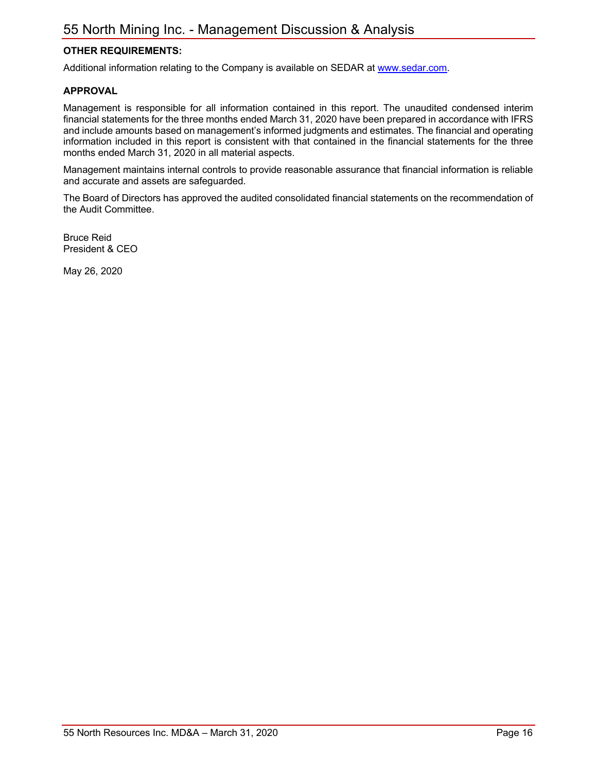**OTHER REQUIREMENTS:**

Additional information relating to the Company is available on SEDAR at www.sedar.com.

**APPROVAL**

Management is responsible for all information contained in this report. The unaudited condensed interim financial statements for the three months ended March 31, 2020 have been prepared in accordance with IFRS and include amounts based on management's informed judgments and estimates. The financial and operating information included in this report is consistent with that contained in the financial statements for the three months ended March 31, 2020 in all material aspects.

Management maintains internal controls to provide reasonable assurance that financial information is reliable and accurate and assets are safeguarded.

The Board of Directors has approved the audited consolidated financial statements on the recommendation of the Audit Committee.

Bruce Reid
President & CEO

May 26, 2020